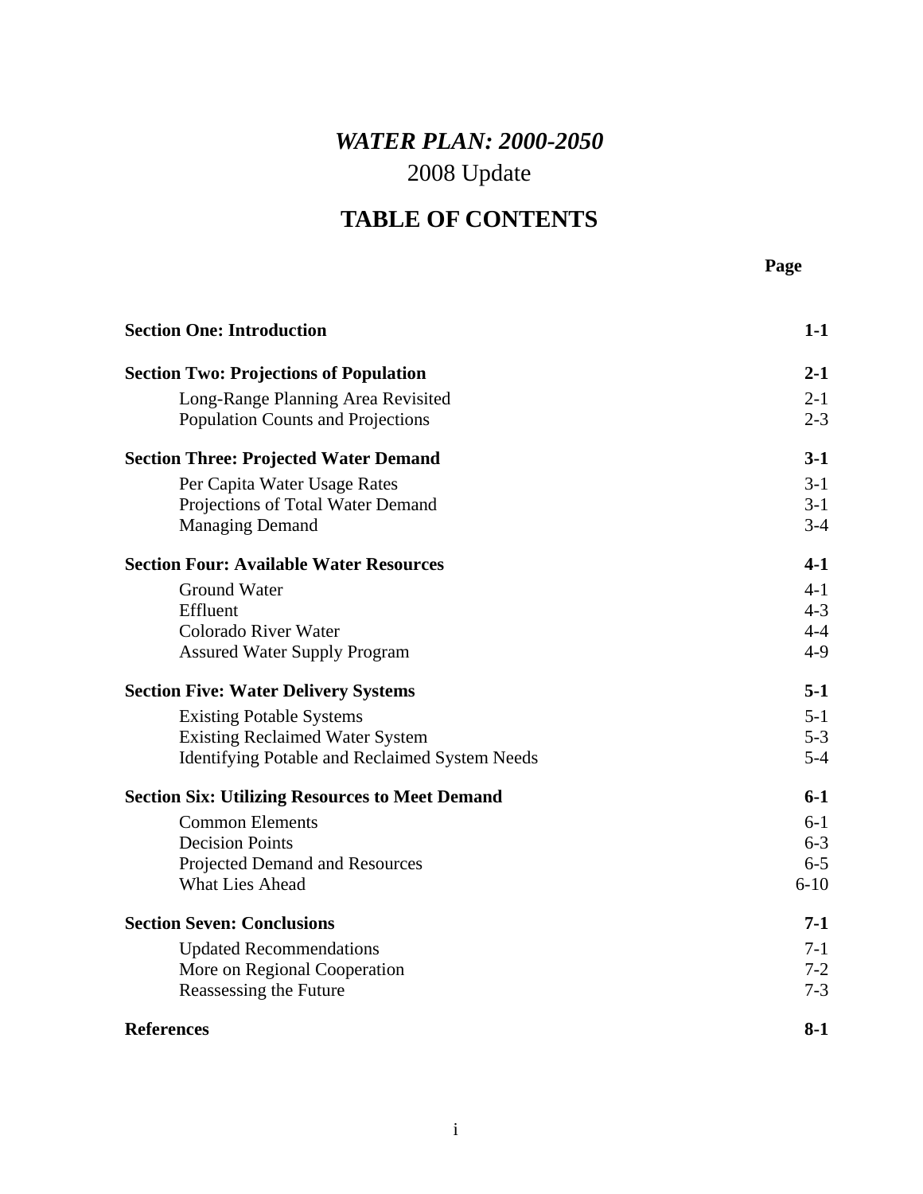# *WATER PLAN: 2000-2050*

## 2008 Update

## TABLE OF CONTENTS

| | Page |
|---|---|
| **Section One: Introduction** | **1-1** |
| **Section Two: Projections of Population** | **2-1** |
| Long-Range Planning Area Revisited | 2-1 |
| Population Counts and Projections | 2-3 |
| **Section Three: Projected Water Demand** | **3-1** |
| Per Capita Water Usage Rates | 3-1 |
| Projections of Total Water Demand | 3-1 |
| Managing Demand | 3-4 |
| **Section Four: Available Water Resources** | **4-1** |
| Ground Water | 4-1 |
| Effluent | 4-3 |
| Colorado River Water | 4-4 |
| Assured Water Supply Program | 4-9 |
| **Section Five: Water Delivery Systems** | **5-1** |
| Existing Potable Systems | 5-1 |
| Existing Reclaimed Water System | 5-3 |
| Identifying Potable and Reclaimed System Needs | 5-4 |
| **Section Six: Utilizing Resources to Meet Demand** | **6-1** |
| Common Elements | 6-1 |
| Decision Points | 6-3 |
| Projected Demand and Resources | 6-5 |
| What Lies Ahead | 6-10 |
| **Section Seven: Conclusions** | **7-1** |
| Updated Recommendations | 7-1 |
| More on Regional Cooperation | 7-2 |
| Reassessing the Future | 7-3 |
| **References** | **8-1** |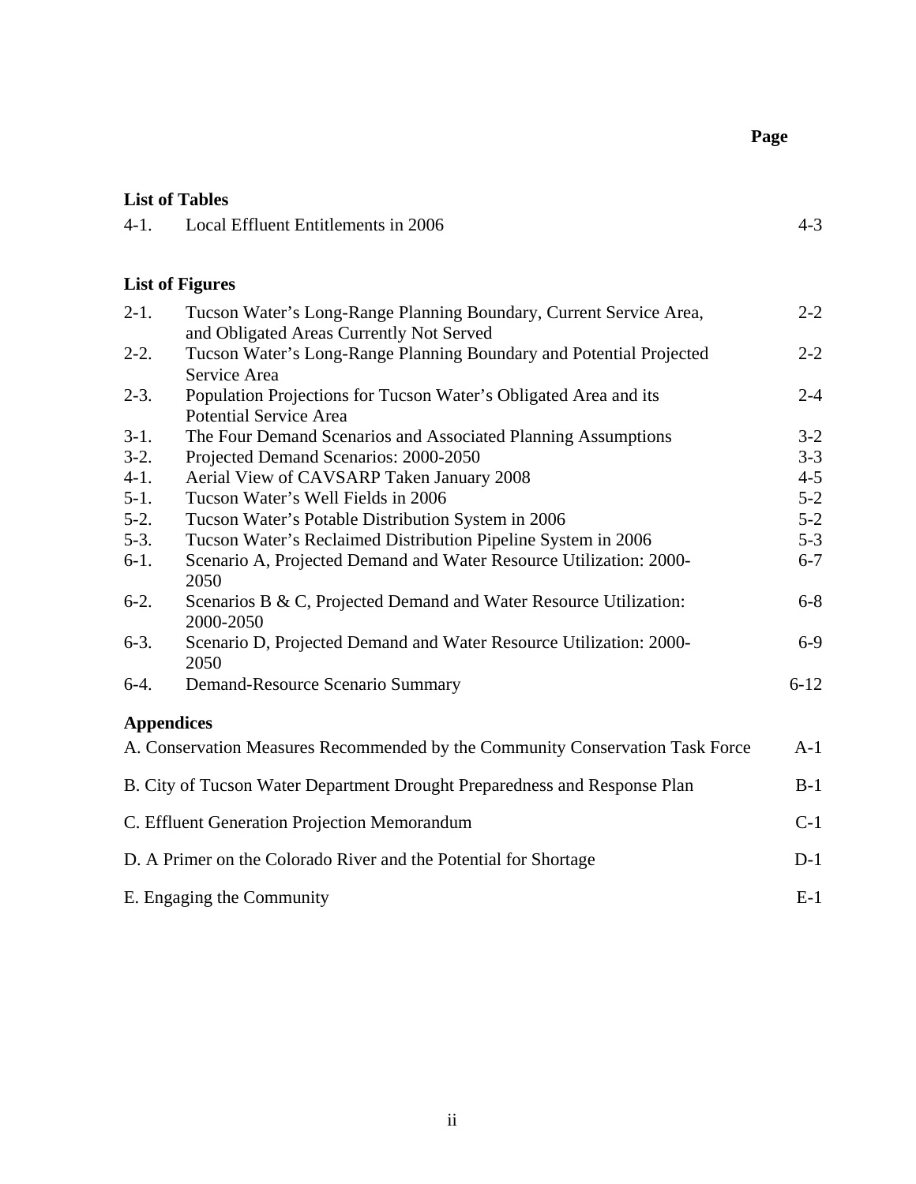Page

**List of Tables**

| | | |
|---|---|---|
| 4-1. | Local Effluent Entitlements in 2006 | 4-3 |

**List of Figures**

| | | |
|---|---|---|
| 2-1. | Tucson Water's Long-Range Planning Boundary, Current Service Area, and Obligated Areas Currently Not Served | 2-2 |
| 2-2. | Tucson Water's Long-Range Planning Boundary and Potential Projected Service Area | 2-2 |
| 2-3. | Population Projections for Tucson Water's Obligated Area and its Potential Service Area | 2-4 |
| 3-1. | The Four Demand Scenarios and Associated Planning Assumptions | 3-2 |
| 3-2. | Projected Demand Scenarios: 2000-2050 | 3-3 |
| 4-1. | Aerial View of CAVSARP Taken January 2008 | 4-5 |
| 5-1. | Tucson Water's Well Fields in 2006 | 5-2 |
| 5-2. | Tucson Water's Potable Distribution System in 2006 | 5-2 |
| 5-3. | Tucson Water's Reclaimed Distribution Pipeline System in 2006 | 5-3 |
| 6-1. | Scenario A, Projected Demand and Water Resource Utilization: 2000-2050 | 6-7 |
| 6-2. | Scenarios B & C, Projected Demand and Water Resource Utilization: 2000-2050 | 6-8 |
| 6-3. | Scenario D, Projected Demand and Water Resource Utilization: 2000-2050 | 6-9 |
| 6-4. | Demand-Resource Scenario Summary | 6-12 |

**Appendices**

| | |
|---|---|
| A. Conservation Measures Recommended by the Community Conservation Task Force | A-1 |
| B. City of Tucson Water Department Drought Preparedness and Response Plan | B-1 |
| C. Effluent Generation Projection Memorandum | C-1 |
| D. A Primer on the Colorado River and the Potential for Shortage | D-1 |
| E. Engaging the Community | E-1 |